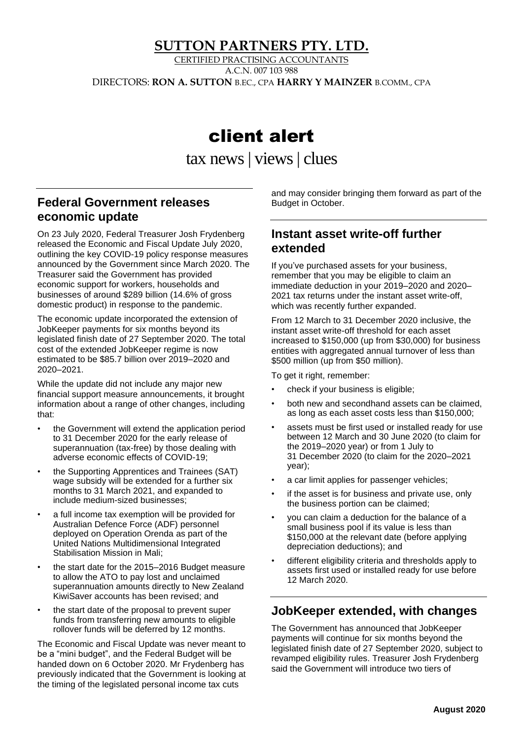# SUTTON PARTNERS PTY. LTD.

CERTIFIED PRACTISING ACCOUNTANTS
A.C.N. 007 103 988
DIRECTORS: **RON A. SUTTON** B.EC., CPA **HARRY Y MAINZER** B.COMM., CPA

# client alert

tax news | views | clues

## Federal Government releases economic update

On 23 July 2020, Federal Treasurer Josh Frydenberg released the Economic and Fiscal Update July 2020, outlining the key COVID-19 policy response measures announced by the Government since March 2020. The Treasurer said the Government has provided economic support for workers, households and businesses of around $289 billion (14.6% of gross domestic product) in response to the pandemic.

The economic update incorporated the extension of JobKeeper payments for six months beyond its legislated finish date of 27 September 2020. The total cost of the extended JobKeeper regime is now estimated to be $85.7 billion over 2019–2020 and 2020–2021.

While the update did not include any major new financial support measure announcements, it brought information about a range of other changes, including that:

- the Government will extend the application period to 31 December 2020 for the early release of superannuation (tax-free) by those dealing with adverse economic effects of COVID-19;
- the Supporting Apprentices and Trainees (SAT) wage subsidy will be extended for a further six months to 31 March 2021, and expanded to include medium-sized businesses;
- a full income tax exemption will be provided for Australian Defence Force (ADF) personnel deployed on Operation Orenda as part of the United Nations Multidimensional Integrated Stabilisation Mission in Mali;
- the start date for the 2015–2016 Budget measure to allow the ATO to pay lost and unclaimed superannuation amounts directly to New Zealand KiwiSaver accounts has been revised; and
- the start date of the proposal to prevent super funds from transferring new amounts to eligible rollover funds will be deferred by 12 months.

The Economic and Fiscal Update was never meant to be a "mini budget", and the Federal Budget will be handed down on 6 October 2020. Mr Frydenberg has previously indicated that the Government is looking at the timing of the legislated personal income tax cuts and may consider bringing them forward as part of the Budget in October.

## Instant asset write-off further extended

If you've purchased assets for your business, remember that you may be eligible to claim an immediate deduction in your 2019–2020 and 2020–2021 tax returns under the instant asset write-off, which was recently further expanded.

From 12 March to 31 December 2020 inclusive, the instant asset write-off threshold for each asset increased to $150,000 (up from $30,000) for business entities with aggregated annual turnover of less than $500 million (up from $50 million).

To get it right, remember:

- check if your business is eligible;
- both new and secondhand assets can be claimed, as long as each asset costs less than $150,000;
- assets must be first used or installed ready for use between 12 March and 30 June 2020 (to claim for the 2019–2020 year) or from 1 July to 31 December 2020 (to claim for the 2020–2021 year);
- a car limit applies for passenger vehicles;
- if the asset is for business and private use, only the business portion can be claimed;
- you can claim a deduction for the balance of a small business pool if its value is less than $150,000 at the relevant date (before applying depreciation deductions); and
- different eligibility criteria and thresholds apply to assets first used or installed ready for use before 12 March 2020.

## JobKeeper extended, with changes

The Government has announced that JobKeeper payments will continue for six months beyond the legislated finish date of 27 September 2020, subject to revamped eligibility rules. Treasurer Josh Frydenberg said the Government will introduce two tiers of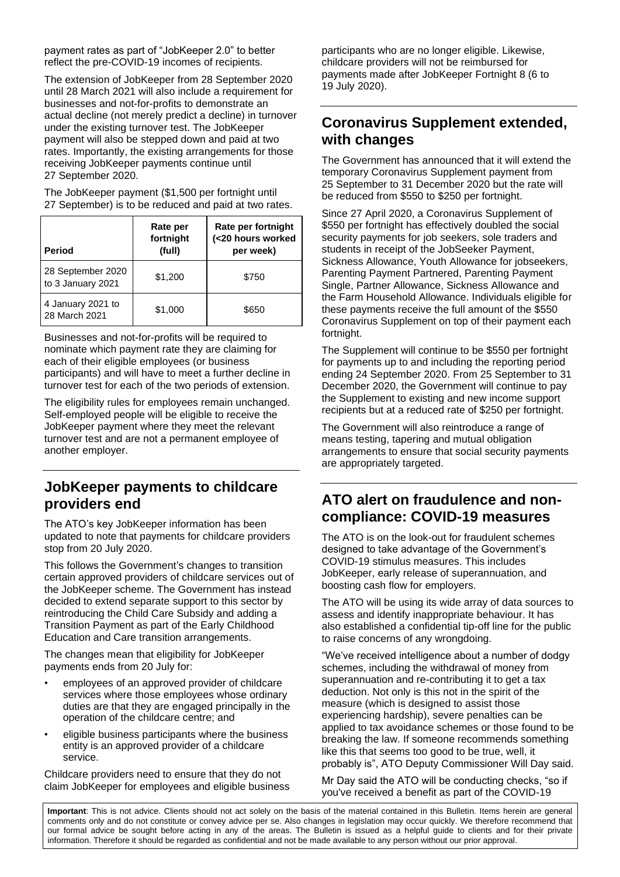payment rates as part of "JobKeeper 2.0" to better reflect the pre-COVID-19 incomes of recipients.

The extension of JobKeeper from 28 September 2020 until 28 March 2021 will also include a requirement for businesses and not-for-profits to demonstrate an actual decline (not merely predict a decline) in turnover under the existing turnover test. The JobKeeper payment will also be stepped down and paid at two rates. Importantly, the existing arrangements for those receiving JobKeeper payments continue until 27 September 2020.

The JobKeeper payment ($1,500 per fortnight until 27 September) is to be reduced and paid at two rates.

| Period | Rate per fortnight (full) | Rate per fortnight (<20 hours worked per week) |
|---|---|---|
| 28 September 2020 to 3 January 2021 | $1,200 | $750 |
| 4 January 2021 to 28 March 2021 | $1,000 | $650 |

Businesses and not-for-profits will be required to nominate which payment rate they are claiming for each of their eligible employees (or business participants) and will have to meet a further decline in turnover test for each of the two periods of extension.

The eligibility rules for employees remain unchanged. Self-employed people will be eligible to receive the JobKeeper payment where they meet the relevant turnover test and are not a permanent employee of another employer.

## JobKeeper payments to childcare providers end

The ATO's key JobKeeper information has been updated to note that payments for childcare providers stop from 20 July 2020.

This follows the Government's changes to transition certain approved providers of childcare services out of the JobKeeper scheme. The Government has instead decided to extend separate support to this sector by reintroducing the Child Care Subsidy and adding a Transition Payment as part of the Early Childhood Education and Care transition arrangements.

The changes mean that eligibility for JobKeeper payments ends from 20 July for:

- employees of an approved provider of childcare services where those employees whose ordinary duties are that they are engaged principally in the operation of the childcare centre; and
- eligible business participants where the business entity is an approved provider of a childcare service.

Childcare providers need to ensure that they do not claim JobKeeper for employees and eligible business participants who are no longer eligible. Likewise, childcare providers will not be reimbursed for payments made after JobKeeper Fortnight 8 (6 to 19 July 2020).

## Coronavirus Supplement extended, with changes

The Government has announced that it will extend the temporary Coronavirus Supplement payment from 25 September to 31 December 2020 but the rate will be reduced from $550 to $250 per fortnight.

Since 27 April 2020, a Coronavirus Supplement of $550 per fortnight has effectively doubled the social security payments for job seekers, sole traders and students in receipt of the JobSeeker Payment, Sickness Allowance, Youth Allowance for jobseekers, Parenting Payment Partnered, Parenting Payment Single, Partner Allowance, Sickness Allowance and the Farm Household Allowance. Individuals eligible for these payments receive the full amount of the $550 Coronavirus Supplement on top of their payment each fortnight.

The Supplement will continue to be $550 per fortnight for payments up to and including the reporting period ending 24 September 2020. From 25 September to 31 December 2020, the Government will continue to pay the Supplement to existing and new income support recipients but at a reduced rate of $250 per fortnight.

The Government will also reintroduce a range of means testing, tapering and mutual obligation arrangements to ensure that social security payments are appropriately targeted.

## ATO alert on fraudulence and non-compliance: COVID-19 measures

The ATO is on the look-out for fraudulent schemes designed to take advantage of the Government's COVID-19 stimulus measures. This includes JobKeeper, early release of superannuation, and boosting cash flow for employers.

The ATO will be using its wide array of data sources to assess and identify inappropriate behaviour. It has also established a confidential tip-off line for the public to raise concerns of any wrongdoing.

"We've received intelligence about a number of dodgy schemes, including the withdrawal of money from superannuation and re-contributing it to get a tax deduction. Not only is this not in the spirit of the measure (which is designed to assist those experiencing hardship), severe penalties can be applied to tax avoidance schemes or those found to be breaking the law. If someone recommends something like this that seems too good to be true, well, it probably is", ATO Deputy Commissioner Will Day said.

Mr Day said the ATO will be conducting checks, "so if you've received a benefit as part of the COVID-19

**Important**: This is not advice. Clients should not act solely on the basis of the material contained in this Bulletin. Items herein are general comments only and do not constitute or convey advice per se. Also changes in legislation may occur quickly. We therefore recommend that our formal advice be sought before acting in any of the areas. The Bulletin is issued as a helpful guide to clients and for their private information. Therefore it should be regarded as confidential and not be made available to any person without our prior approval.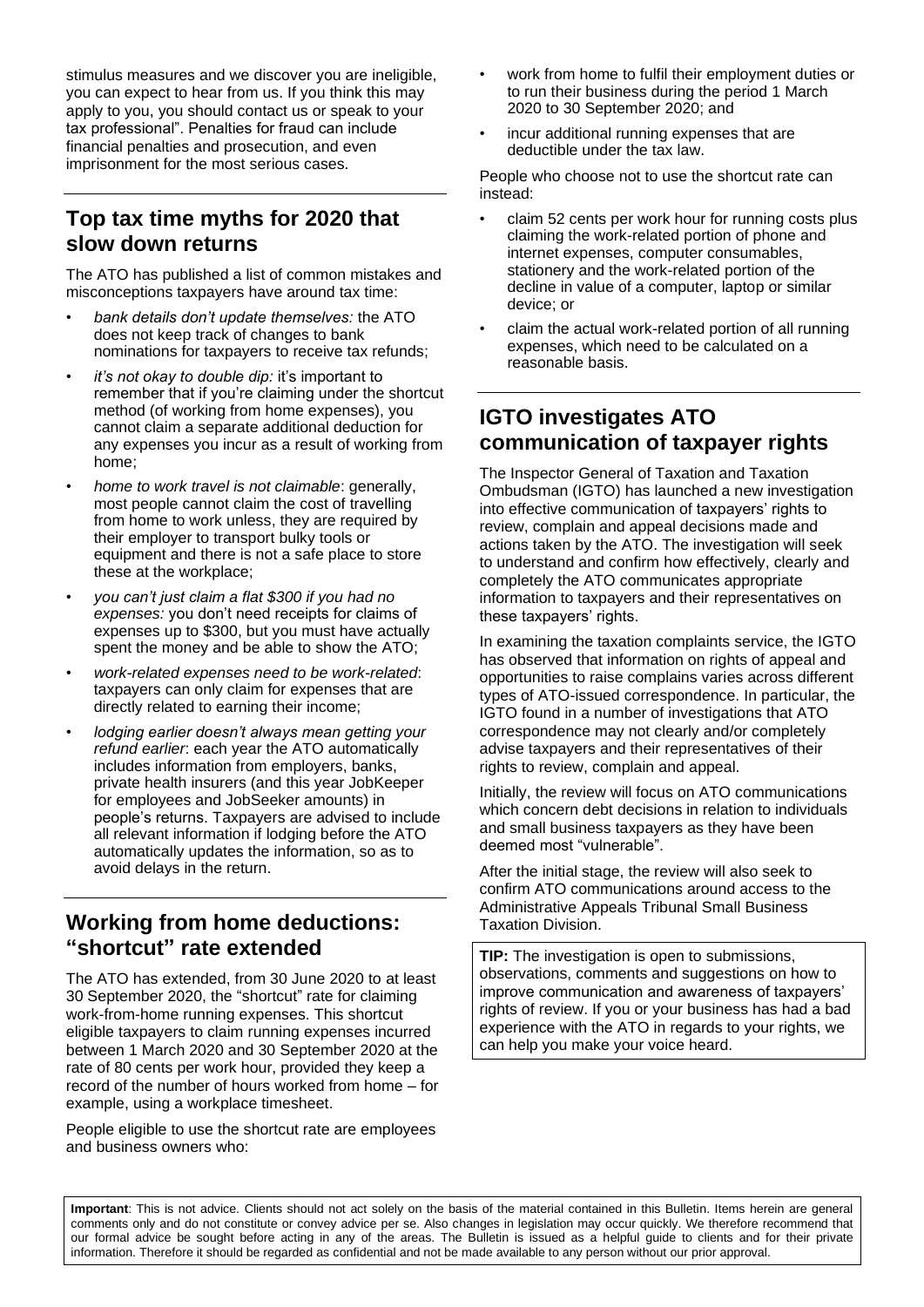stimulus measures and we discover you are ineligible, you can expect to hear from us. If you think this may apply to you, you should contact us or speak to your tax professional". Penalties for fraud can include financial penalties and prosecution, and even imprisonment for the most serious cases.

## Top tax time myths for 2020 that slow down returns

The ATO has published a list of common mistakes and misconceptions taxpayers have around tax time:

- *bank details don't update themselves:* the ATO does not keep track of changes to bank nominations for taxpayers to receive tax refunds;
- *it's not okay to double dip:* it's important to remember that if you're claiming under the shortcut method (of working from home expenses), you cannot claim a separate additional deduction for any expenses you incur as a result of working from home;
- *home to work travel is not claimable*: generally, most people cannot claim the cost of travelling from home to work unless, they are required by their employer to transport bulky tools or equipment and there is not a safe place to store these at the workplace;
- *you can't just claim a flat $300 if you had no expenses:* you don't need receipts for claims of expenses up to $300, but you must have actually spent the money and be able to show the ATO;
- *work-related expenses need to be work-related*: taxpayers can only claim for expenses that are directly related to earning their income;
- *lodging earlier doesn't always mean getting your refund earlier*: each year the ATO automatically includes information from employers, banks, private health insurers (and this year JobKeeper for employees and JobSeeker amounts) in people's returns. Taxpayers are advised to include all relevant information if lodging before the ATO automatically updates the information, so as to avoid delays in the return.

## Working from home deductions: "shortcut" rate extended

The ATO has extended, from 30 June 2020 to at least 30 September 2020, the "shortcut" rate for claiming work-from-home running expenses. This shortcut eligible taxpayers to claim running expenses incurred between 1 March 2020 and 30 September 2020 at the rate of 80 cents per work hour, provided they keep a record of the number of hours worked from home – for example, using a workplace timesheet.

People eligible to use the shortcut rate are employees and business owners who:

- work from home to fulfil their employment duties or to run their business during the period 1 March 2020 to 30 September 2020; and
- incur additional running expenses that are deductible under the tax law.

People who choose not to use the shortcut rate can instead:

- claim 52 cents per work hour for running costs plus claiming the work-related portion of phone and internet expenses, computer consumables, stationery and the work-related portion of the decline in value of a computer, laptop or similar device; or
- claim the actual work-related portion of all running expenses, which need to be calculated on a reasonable basis.

## IGTO investigates ATO communication of taxpayer rights

The Inspector General of Taxation and Taxation Ombudsman (IGTO) has launched a new investigation into effective communication of taxpayers' rights to review, complain and appeal decisions made and actions taken by the ATO. The investigation will seek to understand and confirm how effectively, clearly and completely the ATO communicates appropriate information to taxpayers and their representatives on these taxpayers' rights.

In examining the taxation complaints service, the IGTO has observed that information on rights of appeal and opportunities to raise complains varies across different types of ATO-issued correspondence. In particular, the IGTO found in a number of investigations that ATO correspondence may not clearly and/or completely advise taxpayers and their representatives of their rights to review, complain and appeal.

Initially, the review will focus on ATO communications which concern debt decisions in relation to individuals and small business taxpayers as they have been deemed most "vulnerable".

After the initial stage, the review will also seek to confirm ATO communications around access to the Administrative Appeals Tribunal Small Business Taxation Division.

**TIP:** The investigation is open to submissions, observations, comments and suggestions on how to improve communication and awareness of taxpayers' rights of review. If you or your business has had a bad experience with the ATO in regards to your rights, we can help you make your voice heard.

**Important**: This is not advice. Clients should not act solely on the basis of the material contained in this Bulletin. Items herein are general comments only and do not constitute or convey advice per se. Also changes in legislation may occur quickly. We therefore recommend that our formal advice be sought before acting in any of the areas. The Bulletin is issued as a helpful guide to clients and for their private information. Therefore it should be regarded as confidential and not be made available to any person without our prior approval.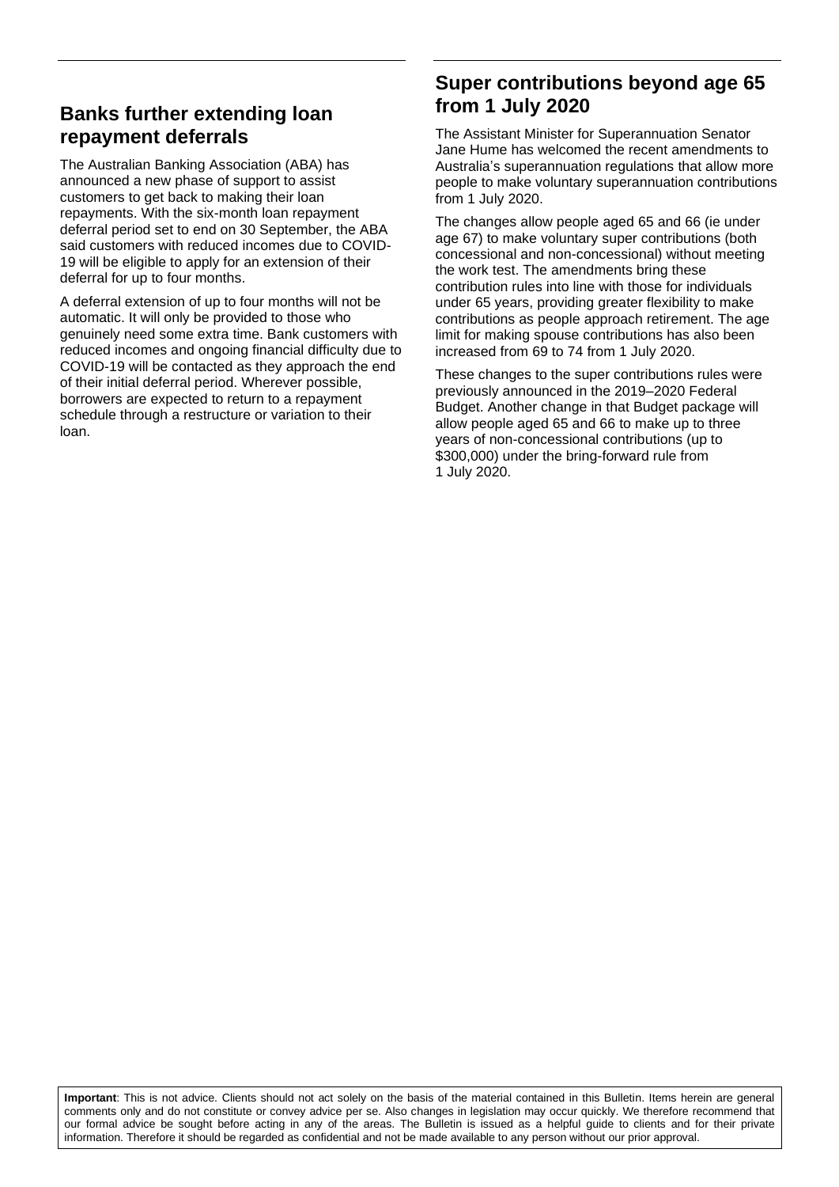## Banks further extending loan repayment deferrals

The Australian Banking Association (ABA) has announced a new phase of support to assist customers to get back to making their loan repayments. With the six-month loan repayment deferral period set to end on 30 September, the ABA said customers with reduced incomes due to COVID-19 will be eligible to apply for an extension of their deferral for up to four months.

A deferral extension of up to four months will not be automatic. It will only be provided to those who genuinely need some extra time. Bank customers with reduced incomes and ongoing financial difficulty due to COVID-19 will be contacted as they approach the end of their initial deferral period. Wherever possible, borrowers are expected to return to a repayment schedule through a restructure or variation to their loan.

## Super contributions beyond age 65 from 1 July 2020

The Assistant Minister for Superannuation Senator Jane Hume has welcomed the recent amendments to Australia's superannuation regulations that allow more people to make voluntary superannuation contributions from 1 July 2020.

The changes allow people aged 65 and 66 (ie under age 67) to make voluntary super contributions (both concessional and non-concessional) without meeting the work test. The amendments bring these contribution rules into line with those for individuals under 65 years, providing greater flexibility to make contributions as people approach retirement. The age limit for making spouse contributions has also been increased from 69 to 74 from 1 July 2020.

These changes to the super contributions rules were previously announced in the 2019–2020 Federal Budget. Another change in that Budget package will allow people aged 65 and 66 to make up to three years of non-concessional contributions (up to $300,000) under the bring-forward rule from 1 July 2020.

**Important**: This is not advice. Clients should not act solely on the basis of the material contained in this Bulletin. Items herein are general comments only and do not constitute or convey advice per se. Also changes in legislation may occur quickly. We therefore recommend that our formal advice be sought before acting in any of the areas. The Bulletin is issued as a helpful guide to clients and for their private information. Therefore it should be regarded as confidential and not be made available to any person without our prior approval.